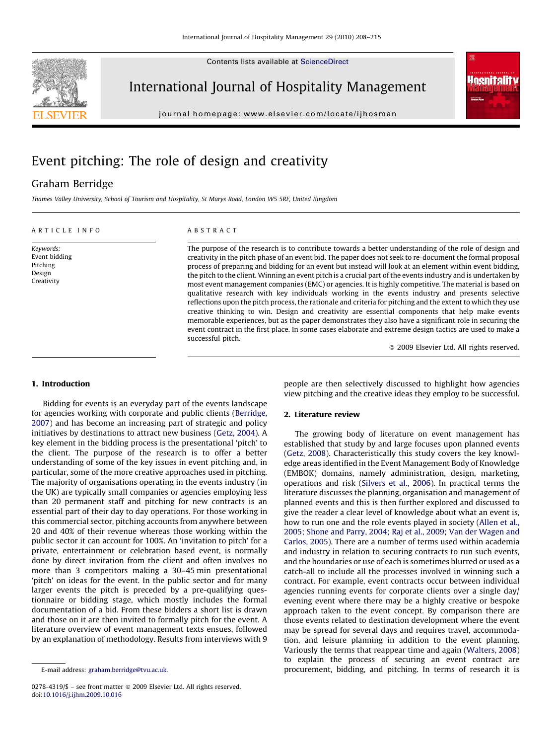# Event pitching: The role of design and creativity

Graham Berridge

*Thames Valley University, School of Tourism and Hospitality, St Marys Road, London W5 5RF, United Kingdom*

**ARTICLE INFO**

*Keywords:*
Event bidding
Pitching
Design
Creativity

**ABSTRACT**

The purpose of the research is to contribute towards a better understanding of the role of design and creativity in the pitch phase of an event bid. The paper does not seek to re-document the formal proposal process of preparing and bidding for an event but instead will look at an element within event bidding, the pitch to the client. Winning an event pitch is a crucial part of the events industry and is undertaken by most event management companies (EMC) or agencies. It is highly competitive. The material is based on qualitative research with key individuals working in the events industry and presents selective reflections upon the pitch process, the rationale and criteria for pitching and the extent to which they use creative thinking to win. Design and creativity are essential components that help make events memorable experiences, but as the paper demonstrates they also have a significant role in securing the event contract in the first place. In some cases elaborate and extreme design tactics are used to make a successful pitch.

© 2009 Elsevier Ltd. All rights reserved.

## 1. Introduction

Bidding for events is an everyday part of the events landscape for agencies working with corporate and public clients (Berridge, 2007) and has become an increasing part of strategic and policy initiatives by destinations to attract new business (Getz, 2004). A key element in the bidding process is the presentational 'pitch' to the client. The purpose of the research is to offer a better understanding of some of the key issues in event pitching and, in particular, some of the more creative approaches used in pitching. The majority of organisations operating in the events industry (in the UK) are typically small companies or agencies employing less than 20 permanent staff and pitching for new contracts is an essential part of their day to day operations. For those working in this commercial sector, pitching accounts from anywhere between 20 and 40% of their revenue whereas those working within the public sector it can account for 100%. An 'invitation to pitch' for a private, entertainment or celebration based event, is normally done by direct invitation from the client and often involves no more than 3 competitors making a 30–45 min presentational 'pitch' on ideas for the event. In the public sector and for many larger events the pitch is preceded by a pre-qualifying questionnaire or bidding stage, which mostly includes the formal documentation of a bid. From these bidders a short list is drawn and those on it are then invited to formally pitch for the event. A literature overview of event management texts ensues, followed by an explanation of methodology. Results from interviews with 9 people are then selectively discussed to highlight how agencies view pitching and the creative ideas they employ to be successful.

## 2. Literature review

The growing body of literature on event management has established that study by and large focuses upon planned events (Getz, 2008). Characteristically this study covers the key knowledge areas identified in the Event Management Body of Knowledge (EMBOK) domains, namely administration, design, marketing, operations and risk (Silvers et al., 2006). In practical terms the literature discusses the planning, organisation and management of planned events and this is then further explored and discussed to give the reader a clear level of knowledge about what an event is, how to run one and the role events played in society (Allen et al., 2005; Shone and Parry, 2004; Raj et al., 2009; Van der Wagen and Carlos, 2005). There are a number of terms used within academia and industry in relation to securing contracts to run such events, and the boundaries or use of each is sometimes blurred or used as a catch-all to include all the processes involved in winning such a contract. For example, event contracts occur between individual agencies running events for corporate clients over a single day/evening event where there may be a highly creative or bespoke approach taken to the event concept. By comparison there are those events related to destination development where the event may be spread for several days and requires travel, accommodation, and leisure planning in addition to the event planning. Variously the terms that reappear time and again (Walters, 2008) to explain the process of securing an event contract are procurement, bidding, and pitching. In terms of research it is

E-mail address: graham.berridge@tvu.ac.uk.

0278-4319/$ – see front matter © 2009 Elsevier Ltd. All rights reserved.
doi:10.1016/j.ijhm.2009.10.016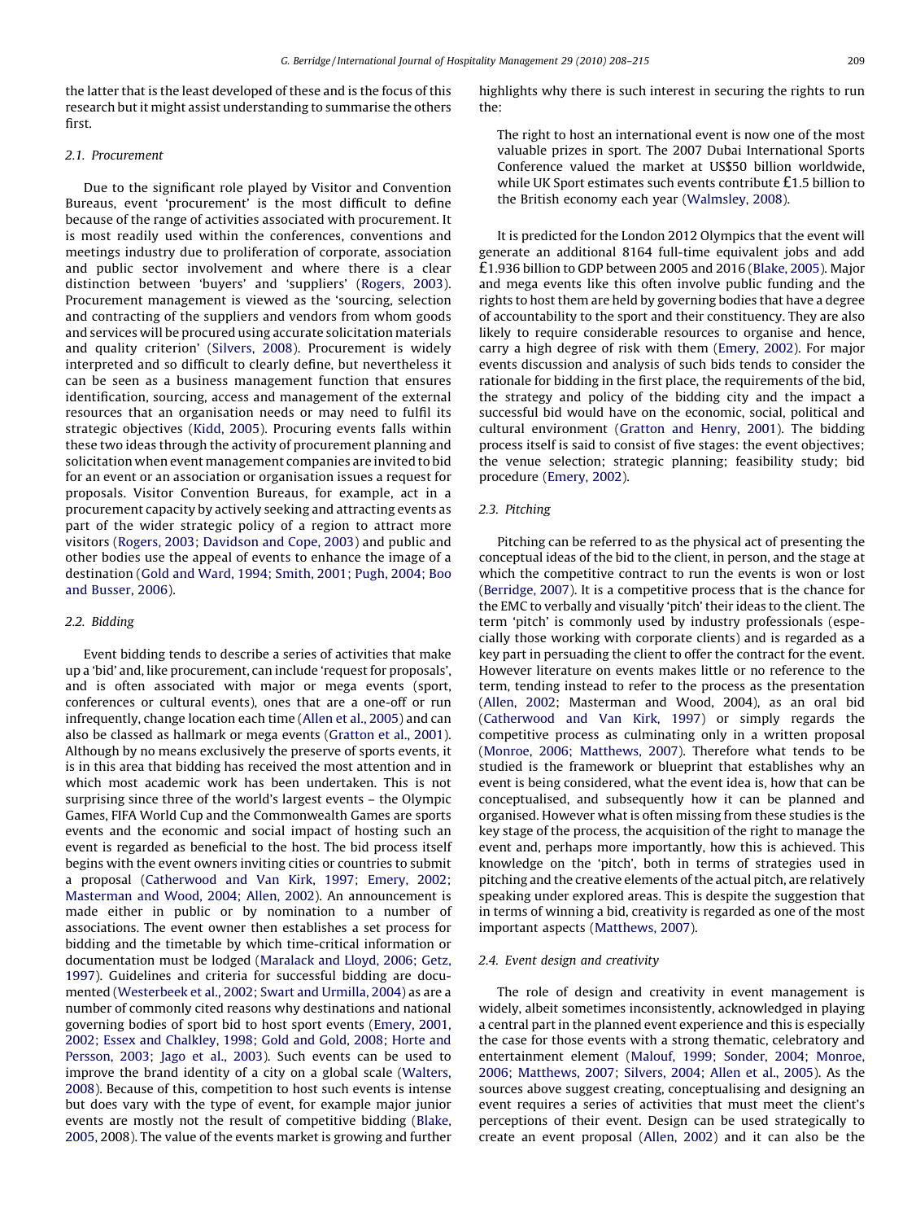the latter that is the least developed of these and is the focus of this research but it might assist understanding to summarise the others first.

### 2.1. Procurement

Due to the significant role played by Visitor and Convention Bureaus, event 'procurement' is the most difficult to define because of the range of activities associated with procurement. It is most readily used within the conferences, conventions and meetings industry due to proliferation of corporate, association and public sector involvement and where there is a clear distinction between 'buyers' and 'suppliers' (Rogers, 2003). Procurement management is viewed as the 'sourcing, selection and contracting of the suppliers and vendors from whom goods and services will be procured using accurate solicitation materials and quality criterion' (Silvers, 2008). Procurement is widely interpreted and so difficult to clearly define, but nevertheless it can be seen as a business management function that ensures identification, sourcing, access and management of the external resources that an organisation needs or may need to fulfil its strategic objectives (Kidd, 2005). Procuring events falls within these two ideas through the activity of procurement planning and solicitation when event management companies are invited to bid for an event or an association or organisation issues a request for proposals. Visitor Convention Bureaus, for example, act in a procurement capacity by actively seeking and attracting events as part of the wider strategic policy of a region to attract more visitors (Rogers, 2003; Davidson and Cope, 2003) and public and other bodies use the appeal of events to enhance the image of a destination (Gold and Ward, 1994; Smith, 2001; Pugh, 2004; Boo and Busser, 2006).

### 2.2. Bidding

Event bidding tends to describe a series of activities that make up a 'bid' and, like procurement, can include 'request for proposals', and is often associated with major or mega events (sport, conferences or cultural events), ones that are a one-off or run infrequently, change location each time (Allen et al., 2005) and can also be classed as hallmark or mega events (Gratton et al., 2001). Although by no means exclusively the preserve of sports events, it is in this area that bidding has received the most attention and in which most academic work has been undertaken. This is not surprising since three of the world's largest events – the Olympic Games, FIFA World Cup and the Commonwealth Games are sports events and the economic and social impact of hosting such an event is regarded as beneficial to the host. The bid process itself begins with the event owners inviting cities or countries to submit a proposal (Catherwood and Van Kirk, 1997; Emery, 2002; Masterman and Wood, 2004; Allen, 2002). An announcement is made either in public or by nomination to a number of associations. The event owner then establishes a set process for bidding and the timetable by which time-critical information or documentation must be lodged (Maralack and Lloyd, 2006; Getz, 1997). Guidelines and criteria for successful bidding are documented (Westerbeek et al., 2002; Swart and Urmilla, 2004) as are a number of commonly cited reasons why destinations and national governing bodies of sport bid to host sport events (Emery, 2001, 2002; Essex and Chalkley, 1998; Gold and Gold, 2008; Horte and Persson, 2003; Jago et al., 2003). Such events can be used to improve the brand identity of a city on a global scale (Walters, 2008). Because of this, competition to host such events is intense but does vary with the type of event, for example major junior events are mostly not the result of competitive bidding (Blake, 2005, 2008). The value of the events market is growing and further highlights why there is such interest in securing the rights to run the:

> The right to host an international event is now one of the most valuable prizes in sport. The 2007 Dubai International Sports Conference valued the market at US$50 billion worldwide, while UK Sport estimates such events contribute £1.5 billion to the British economy each year (Walmsley, 2008).

It is predicted for the London 2012 Olympics that the event will generate an additional 8164 full-time equivalent jobs and add £1.936 billion to GDP between 2005 and 2016 (Blake, 2005). Major and mega events like this often involve public funding and the rights to host them are held by governing bodies that have a degree of accountability to the sport and their constituency. They are also likely to require considerable resources to organise and hence, carry a high degree of risk with them (Emery, 2002). For major events discussion and analysis of such bids tends to consider the rationale for bidding in the first place, the requirements of the bid, the strategy and policy of the bidding city and the impact a successful bid would have on the economic, social, political and cultural environment (Gratton and Henry, 2001). The bidding process itself is said to consist of five stages: the event objectives; the venue selection; strategic planning; feasibility study; bid procedure (Emery, 2002).

### 2.3. Pitching

Pitching can be referred to as the physical act of presenting the conceptual ideas of the bid to the client, in person, and the stage at which the competitive contract to run the events is won or lost (Berridge, 2007). It is a competitive process that is the chance for the EMC to verbally and visually 'pitch' their ideas to the client. The term 'pitch' is commonly used by industry professionals (especially those working with corporate clients) and is regarded as a key part in persuading the client to offer the contract for the event. However literature on events makes little or no reference to the term, tending instead to refer to the process as the presentation (Allen, 2002; Masterman and Wood, 2004), as an oral bid (Catherwood and Van Kirk, 1997) or simply regards the competitive process as culminating only in a written proposal (Monroe, 2006; Matthews, 2007). Therefore what tends to be studied is the framework or blueprint that establishes why an event is being considered, what the event idea is, how that can be conceptualised, and subsequently how it can be planned and organised. However what is often missing from these studies is the key stage of the process, the acquisition of the right to manage the event and, perhaps more importantly, how this is achieved. This knowledge on the 'pitch', both in terms of strategies used in pitching and the creative elements of the actual pitch, are relatively speaking under explored areas. This is despite the suggestion that in terms of winning a bid, creativity is regarded as one of the most important aspects (Matthews, 2007).

### 2.4. Event design and creativity

The role of design and creativity in event management is widely, albeit sometimes inconsistently, acknowledged in playing a central part in the planned event experience and this is especially the case for those events with a strong thematic, celebratory and entertainment element (Malouf, 1999; Sonder, 2004; Monroe, 2006; Matthews, 2007; Silvers, 2004; Allen et al., 2005). As the sources above suggest creating, conceptualising and designing an event requires a series of activities that must meet the client's perceptions of their event. Design can be used strategically to create an event proposal (Allen, 2002) and it can also be the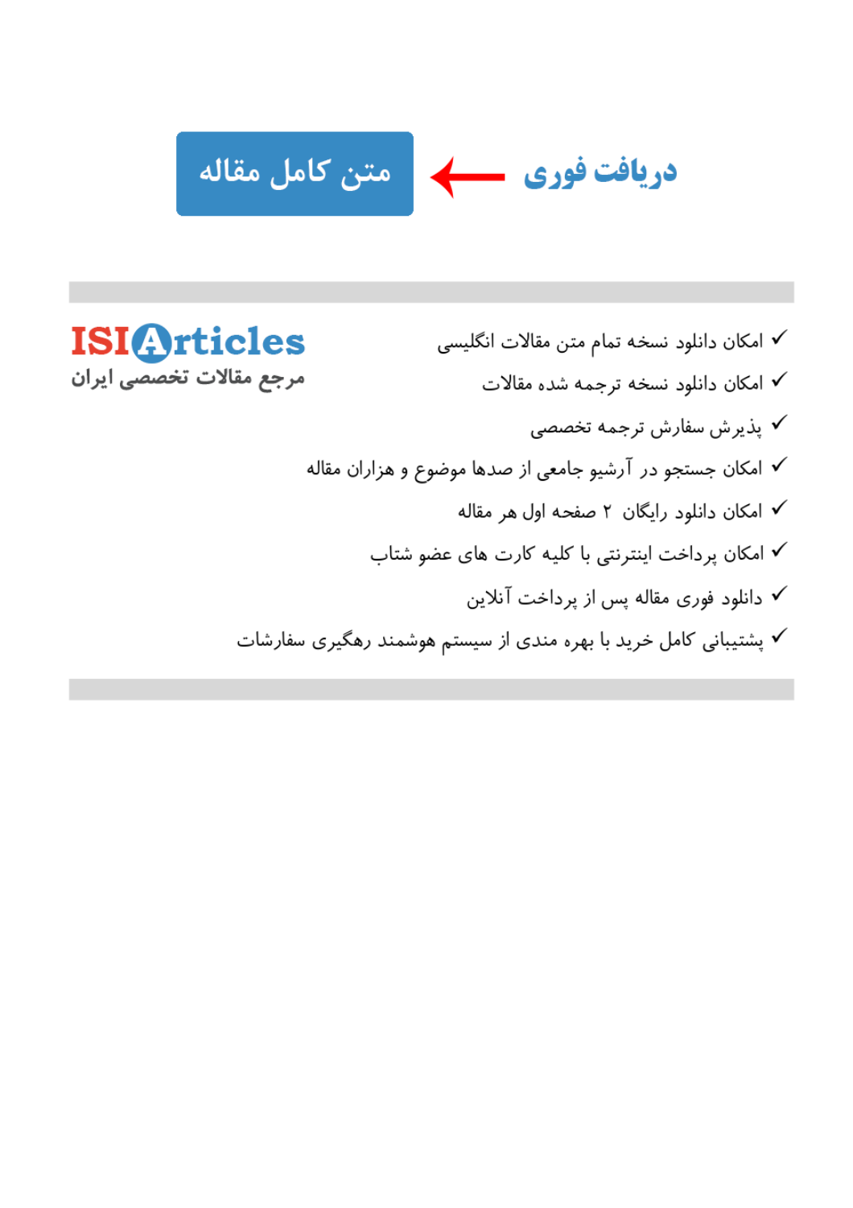دریافت فوری ← **متن کامل مقاله**

**ISIArticles**

مرجع مقالات تخصصی ایران

- ✓ امکان دانلود نسخه تمام متن مقالات انگلیسی
- ✓ امکان دانلود نسخه ترجمه شده مقالات
- ✓ پذیرش سفارش ترجمه تخصصی
- ✓ امکان جستجو در آرشیو جامعی از صدها موضوع و هزاران مقاله
- ✓ امکان دانلود رایگان ۲ صفحه اول هر مقاله
- ✓ امکان پرداخت اینترنتی با کلیه کارت های عضو شتاب
- ✓ دانلود فوری مقاله پس از پرداخت آنلاین
- ✓ پشتیبانی کامل خرید با بهره مندی از سیستم هوشمند رهگیری سفارشات